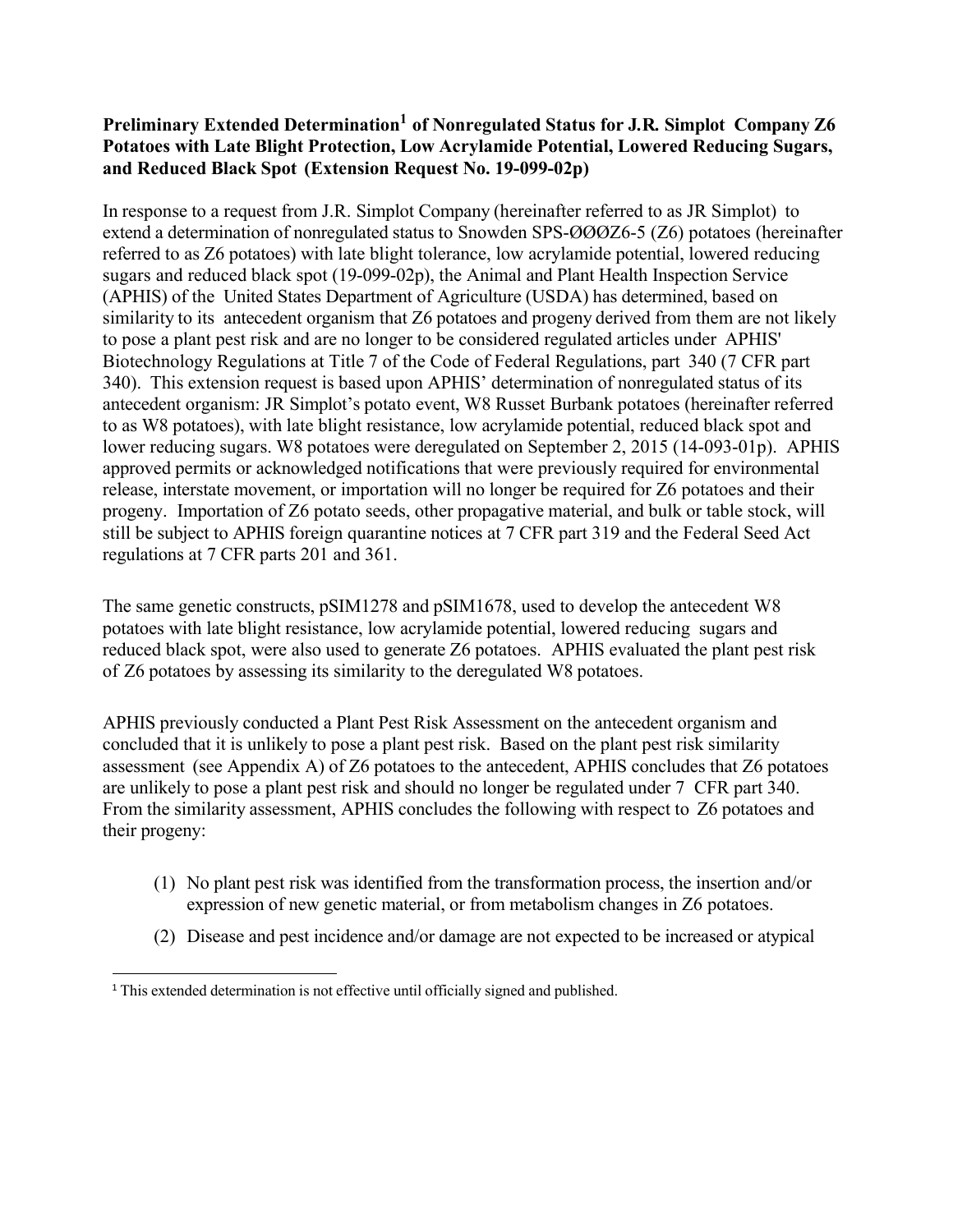**Preliminary Extended Determination[1] of Nonregulated Status for J.R. Simplot Company Z6 Potatoes with Late Blight Protection, Low Acrylamide Potential, Lowered Reducing Sugars, and Reduced Black Spot (Extension Request No. 19-099-02p)**

In response to a request from J.R. Simplot Company (hereinafter referred to as JR Simplot) to extend a determination of nonregulated status to Snowden SPS-ØØØZ6-5 (Z6) potatoes (hereinafter referred to as Z6 potatoes) with late blight tolerance, low acrylamide potential, lowered reducing sugars and reduced black spot (19-099-02p), the Animal and Plant Health Inspection Service (APHIS) of the United States Department of Agriculture (USDA) has determined, based on similarity to its antecedent organism that Z6 potatoes and progeny derived from them are not likely to pose a plant pest risk and are no longer to be considered regulated articles under APHIS' Biotechnology Regulations at Title 7 of the Code of Federal Regulations, part 340 (7 CFR part 340). This extension request is based upon APHIS' determination of nonregulated status of its antecedent organism: JR Simplot's potato event, W8 Russet Burbank potatoes (hereinafter referred to as W8 potatoes), with late blight resistance, low acrylamide potential, reduced black spot and lower reducing sugars. W8 potatoes were deregulated on September 2, 2015 (14-093-01p). APHIS approved permits or acknowledged notifications that were previously required for environmental release, interstate movement, or importation will no longer be required for Z6 potatoes and their progeny. Importation of Z6 potato seeds, other propagative material, and bulk or table stock, will still be subject to APHIS foreign quarantine notices at 7 CFR part 319 and the Federal Seed Act regulations at 7 CFR parts 201 and 361.

The same genetic constructs, pSIM1278 and pSIM1678, used to develop the antecedent W8 potatoes with late blight resistance, low acrylamide potential, lowered reducing sugars and reduced black spot, were also used to generate Z6 potatoes. APHIS evaluated the plant pest risk of Z6 potatoes by assessing its similarity to the deregulated W8 potatoes.

APHIS previously conducted a Plant Pest Risk Assessment on the antecedent organism and concluded that it is unlikely to pose a plant pest risk. Based on the plant pest risk similarity assessment (see Appendix A) of Z6 potatoes to the antecedent, APHIS concludes that Z6 potatoes are unlikely to pose a plant pest risk and should no longer be regulated under 7 CFR part 340. From the similarity assessment, APHIS concludes the following with respect to Z6 potatoes and their progeny:

(1) No plant pest risk was identified from the transformation process, the insertion and/or expression of new genetic material, or from metabolism changes in Z6 potatoes.

(2) Disease and pest incidence and/or damage are not expected to be increased or atypical

[1] This extended determination is not effective until officially signed and published.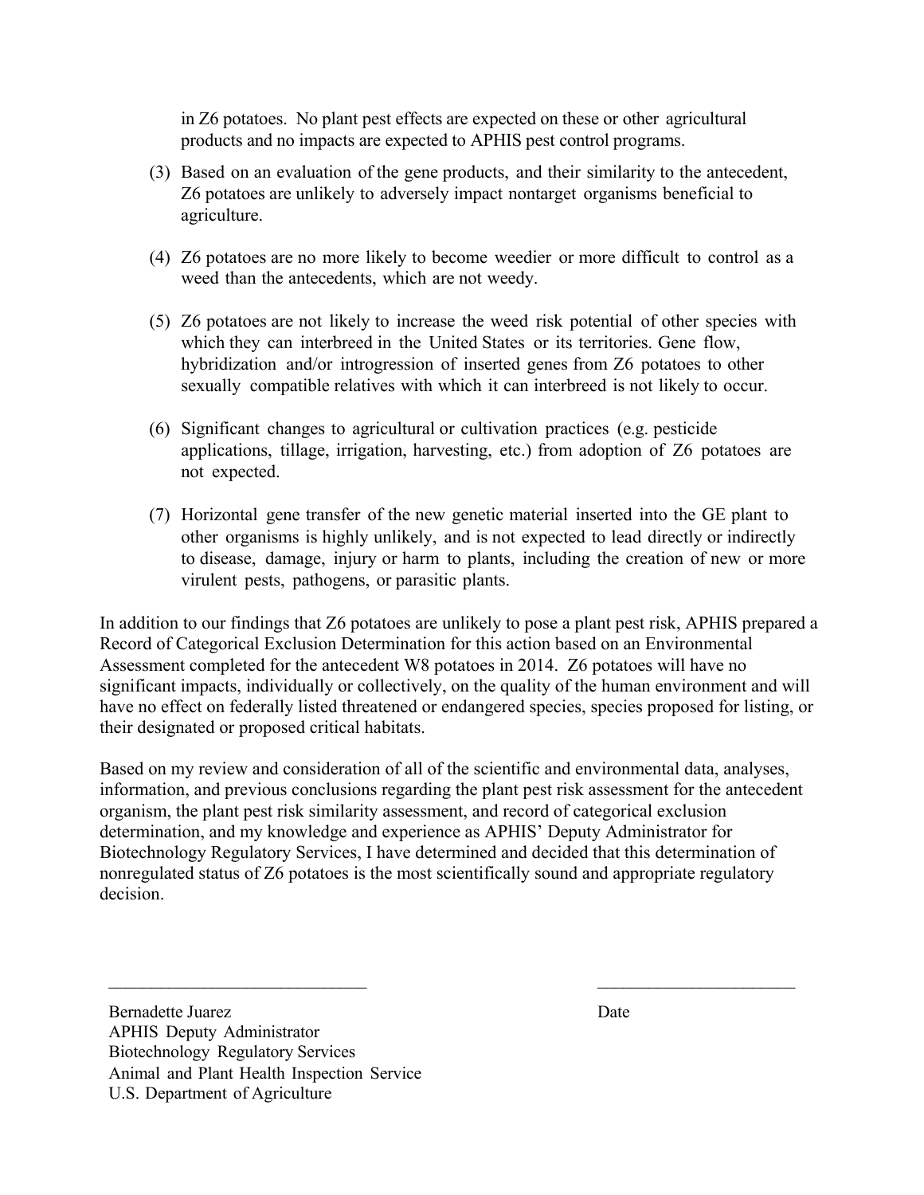in Z6 potatoes. No plant pest effects are expected on these or other agricultural products and no impacts are expected to APHIS pest control programs.

(3) Based on an evaluation of the gene products, and their similarity to the antecedent, Z6 potatoes are unlikely to adversely impact nontarget organisms beneficial to agriculture.

(4) Z6 potatoes are no more likely to become weedier or more difficult to control as a weed than the antecedents, which are not weedy.

(5) Z6 potatoes are not likely to increase the weed risk potential of other species with which they can interbreed in the United States or its territories. Gene flow, hybridization and/or introgression of inserted genes from Z6 potatoes to other sexually compatible relatives with which it can interbreed is not likely to occur.

(6) Significant changes to agricultural or cultivation practices (e.g. pesticide applications, tillage, irrigation, harvesting, etc.) from adoption of Z6 potatoes are not expected.

(7) Horizontal gene transfer of the new genetic material inserted into the GE plant to other organisms is highly unlikely, and is not expected to lead directly or indirectly to disease, damage, injury or harm to plants, including the creation of new or more virulent pests, pathogens, or parasitic plants.

In addition to our findings that Z6 potatoes are unlikely to pose a plant pest risk, APHIS prepared a Record of Categorical Exclusion Determination for this action based on an Environmental Assessment completed for the antecedent W8 potatoes in 2014. Z6 potatoes will have no significant impacts, individually or collectively, on the quality of the human environment and will have no effect on federally listed threatened or endangered species, species proposed for listing, or their designated or proposed critical habitats.

Based on my review and consideration of all of the scientific and environmental data, analyses, information, and previous conclusions regarding the plant pest risk assessment for the antecedent organism, the plant pest risk similarity assessment, and record of categorical exclusion determination, and my knowledge and experience as APHIS' Deputy Administrator for Biotechnology Regulatory Services, I have determined and decided that this determination of nonregulated status of Z6 potatoes is the most scientifically sound and appropriate regulatory decision.

\_\_\_\_\_\_\_\_\_\_\_\_\_\_\_\_\_\_\_\_\_\_\_\_\_\_\_\_\_\_ \_\_\_\_\_\_\_\_\_\_\_\_\_\_\_\_\_\_\_\_\_\_\_

Bernadette Juarez
APHIS Deputy Administrator
Biotechnology Regulatory Services
Animal and Plant Health Inspection Service
U.S. Department of Agriculture

Date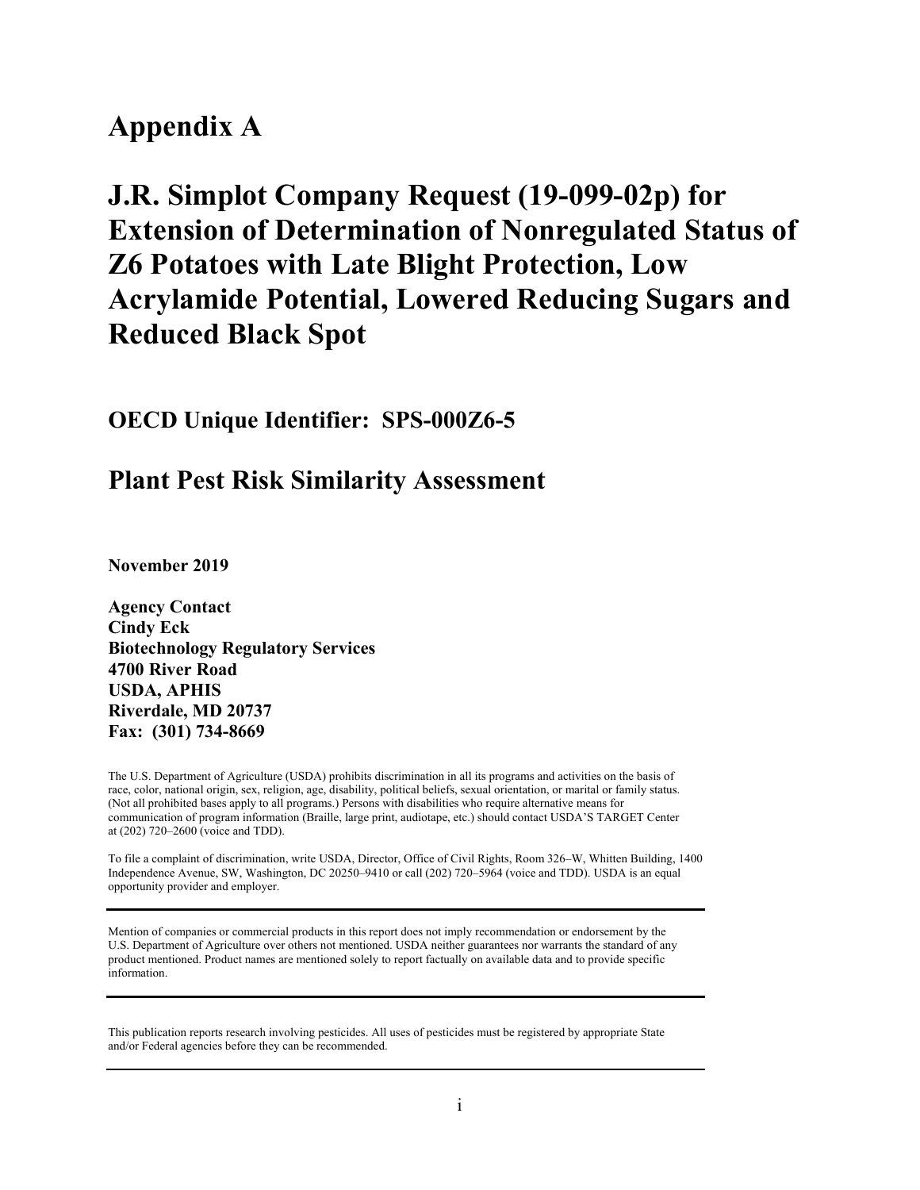# Appendix A

# J.R. Simplot Company Request (19-099-02p) for Extension of Determination of Nonregulated Status of Z6 Potatoes with Late Blight Protection, Low Acrylamide Potential, Lowered Reducing Sugars and Reduced Black Spot

## OECD Unique Identifier: SPS-000Z6-5

## Plant Pest Risk Similarity Assessment

**November 2019**

**Agency Contact**
**Cindy Eck**
**Biotechnology Regulatory Services**
**4700 River Road**
**USDA, APHIS**
**Riverdale, MD 20737**
**Fax: (301) 734-8669**

The U.S. Department of Agriculture (USDA) prohibits discrimination in all its programs and activities on the basis of race, color, national origin, sex, religion, age, disability, political beliefs, sexual orientation, or marital or family status. (Not all prohibited bases apply to all programs.) Persons with disabilities who require alternative means for communication of program information (Braille, large print, audiotape, etc.) should contact USDA'S TARGET Center at (202) 720–2600 (voice and TDD).

To file a complaint of discrimination, write USDA, Director, Office of Civil Rights, Room 326–W, Whitten Building, 1400 Independence Avenue, SW, Washington, DC 20250–9410 or call (202) 720–5964 (voice and TDD). USDA is an equal opportunity provider and employer.

---

Mention of companies or commercial products in this report does not imply recommendation or endorsement by the U.S. Department of Agriculture over others not mentioned. USDA neither guarantees nor warrants the standard of any product mentioned. Product names are mentioned solely to report factually on available data and to provide specific information.

---

This publication reports research involving pesticides. All uses of pesticides must be registered by appropriate State and/or Federal agencies before they can be recommended.

---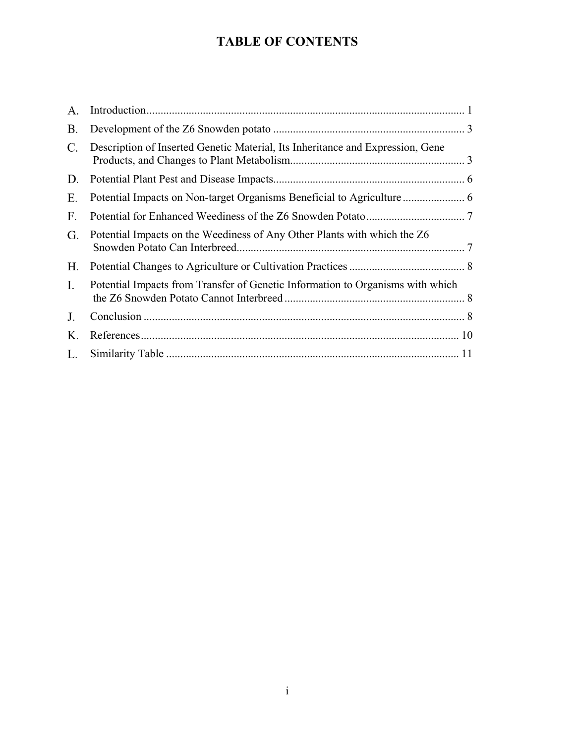# TABLE OF CONTENTS

A. Introduction ..... 1

B. Development of the Z6 Snowden potato ..... 3

C. Description of Inserted Genetic Material, Its Inheritance and Expression, Gene Products, and Changes to Plant Metabolism ..... 3

D. Potential Plant Pest and Disease Impacts ..... 6

E. Potential Impacts on Non-target Organisms Beneficial to Agriculture ..... 6

F. Potential for Enhanced Weediness of the Z6 Snowden Potato ..... 7

G. Potential Impacts on the Weediness of Any Other Plants with which the Z6 Snowden Potato Can Interbreed ..... 7

H. Potential Changes to Agriculture or Cultivation Practices ..... 8

I. Potential Impacts from Transfer of Genetic Information to Organisms with which the Z6 Snowden Potato Cannot Interbreed ..... 8

J. Conclusion ..... 8

K. References ..... 10

L. Similarity Table ..... 11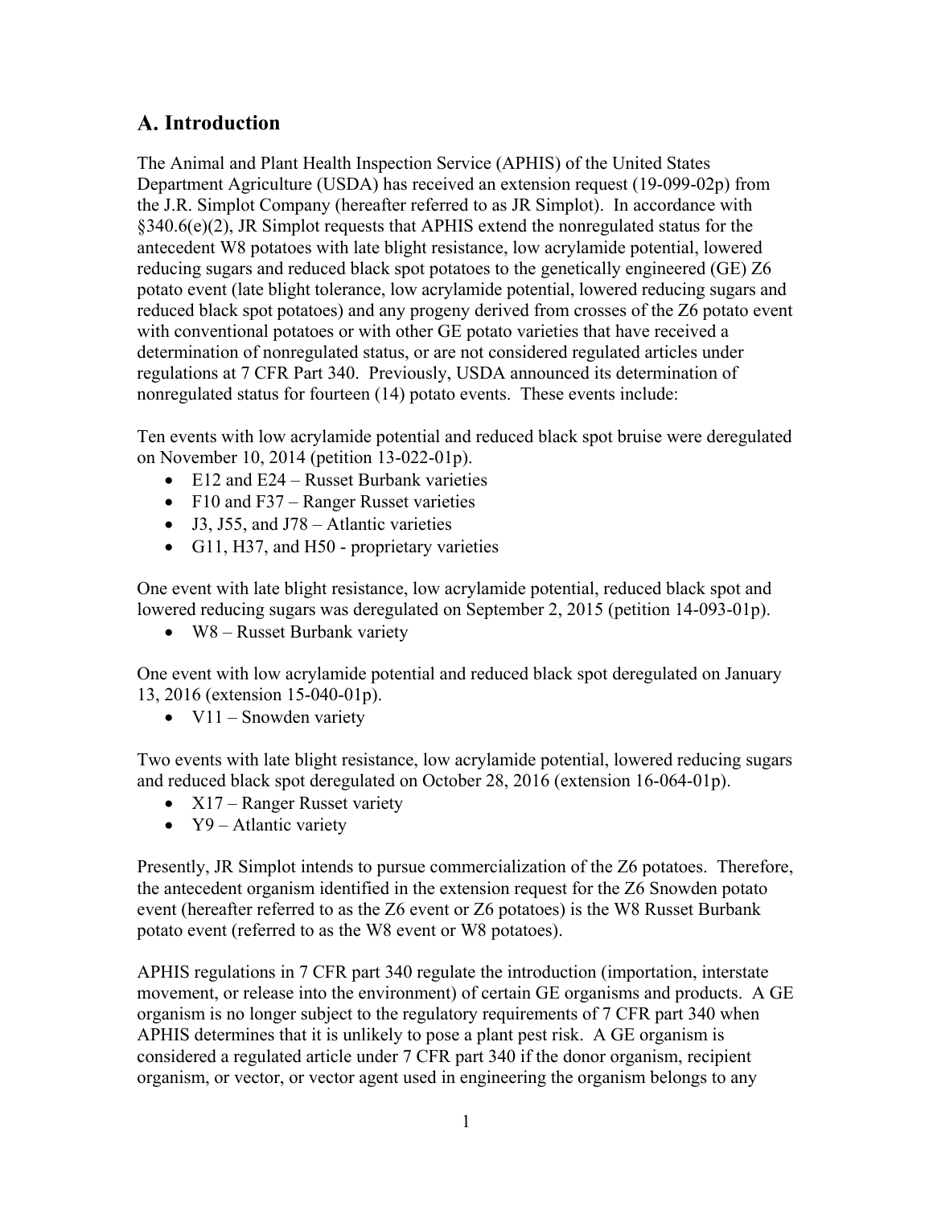## A. Introduction

The Animal and Plant Health Inspection Service (APHIS) of the United States Department Agriculture (USDA) has received an extension request (19-099-02p) from the J.R. Simplot Company (hereafter referred to as JR Simplot). In accordance with §340.6(e)(2), JR Simplot requests that APHIS extend the nonregulated status for the antecedent W8 potatoes with late blight resistance, low acrylamide potential, lowered reducing sugars and reduced black spot potatoes to the genetically engineered (GE) Z6 potato event (late blight tolerance, low acrylamide potential, lowered reducing sugars and reduced black spot potatoes) and any progeny derived from crosses of the Z6 potato event with conventional potatoes or with other GE potato varieties that have received a determination of nonregulated status, or are not considered regulated articles under regulations at 7 CFR Part 340. Previously, USDA announced its determination of nonregulated status for fourteen (14) potato events. These events include:

Ten events with low acrylamide potential and reduced black spot bruise were deregulated on November 10, 2014 (petition 13-022-01p).

- E12 and E24 – Russet Burbank varieties
- F10 and F37 – Ranger Russet varieties
- J3, J55, and J78 – Atlantic varieties
- G11, H37, and H50 - proprietary varieties

One event with late blight resistance, low acrylamide potential, reduced black spot and lowered reducing sugars was deregulated on September 2, 2015 (petition 14-093-01p).

- W8 – Russet Burbank variety

One event with low acrylamide potential and reduced black spot deregulated on January 13, 2016 (extension 15-040-01p).

- V11 – Snowden variety

Two events with late blight resistance, low acrylamide potential, lowered reducing sugars and reduced black spot deregulated on October 28, 2016 (extension 16-064-01p).

- X17 – Ranger Russet variety
- Y9 – Atlantic variety

Presently, JR Simplot intends to pursue commercialization of the Z6 potatoes. Therefore, the antecedent organism identified in the extension request for the Z6 Snowden potato event (hereafter referred to as the Z6 event or Z6 potatoes) is the W8 Russet Burbank potato event (referred to as the W8 event or W8 potatoes).

APHIS regulations in 7 CFR part 340 regulate the introduction (importation, interstate movement, or release into the environment) of certain GE organisms and products. A GE organism is no longer subject to the regulatory requirements of 7 CFR part 340 when APHIS determines that it is unlikely to pose a plant pest risk. A GE organism is considered a regulated article under 7 CFR part 340 if the donor organism, recipient organism, or vector, or vector agent used in engineering the organism belongs to any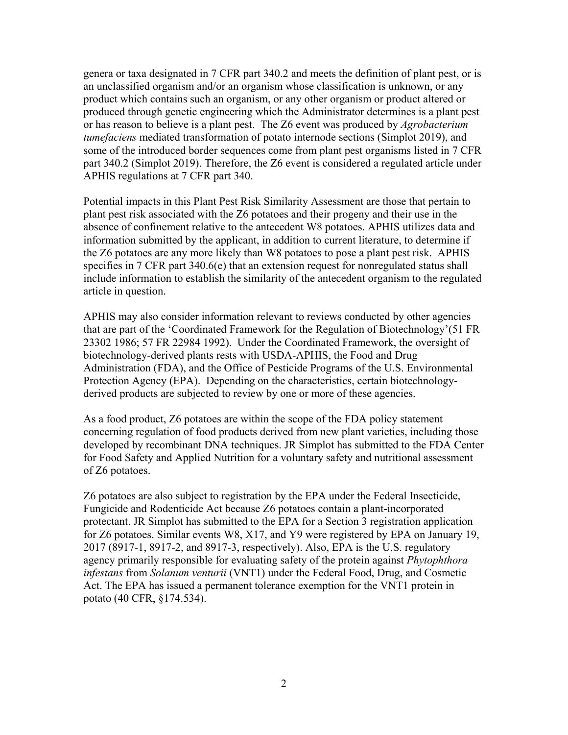genera or taxa designated in 7 CFR part 340.2 and meets the definition of plant pest, or is an unclassified organism and/or an organism whose classification is unknown, or any product which contains such an organism, or any other organism or product altered or produced through genetic engineering which the Administrator determines is a plant pest or has reason to believe is a plant pest. The Z6 event was produced by *Agrobacterium tumefaciens* mediated transformation of potato internode sections (Simplot 2019), and some of the introduced border sequences come from plant pest organisms listed in 7 CFR part 340.2 (Simplot 2019). Therefore, the Z6 event is considered a regulated article under APHIS regulations at 7 CFR part 340.

Potential impacts in this Plant Pest Risk Similarity Assessment are those that pertain to plant pest risk associated with the Z6 potatoes and their progeny and their use in the absence of confinement relative to the antecedent W8 potatoes. APHIS utilizes data and information submitted by the applicant, in addition to current literature, to determine if the Z6 potatoes are any more likely than W8 potatoes to pose a plant pest risk. APHIS specifies in 7 CFR part 340.6(e) that an extension request for nonregulated status shall include information to establish the similarity of the antecedent organism to the regulated article in question.

APHIS may also consider information relevant to reviews conducted by other agencies that are part of the 'Coordinated Framework for the Regulation of Biotechnology'(51 FR 23302 1986; 57 FR 22984 1992). Under the Coordinated Framework, the oversight of biotechnology-derived plants rests with USDA-APHIS, the Food and Drug Administration (FDA), and the Office of Pesticide Programs of the U.S. Environmental Protection Agency (EPA). Depending on the characteristics, certain biotechnology-derived products are subjected to review by one or more of these agencies.

As a food product, Z6 potatoes are within the scope of the FDA policy statement concerning regulation of food products derived from new plant varieties, including those developed by recombinant DNA techniques. JR Simplot has submitted to the FDA Center for Food Safety and Applied Nutrition for a voluntary safety and nutritional assessment of Z6 potatoes.

Z6 potatoes are also subject to registration by the EPA under the Federal Insecticide, Fungicide and Rodenticide Act because Z6 potatoes contain a plant-incorporated protectant. JR Simplot has submitted to the EPA for a Section 3 registration application for Z6 potatoes. Similar events W8, X17, and Y9 were registered by EPA on January 19, 2017 (8917-1, 8917-2, and 8917-3, respectively). Also, EPA is the U.S. regulatory agency primarily responsible for evaluating safety of the protein against *Phytophthora infestans* from *Solanum venturii* (VNT1) under the Federal Food, Drug, and Cosmetic Act. The EPA has issued a permanent tolerance exemption for the VNT1 protein in potato (40 CFR, §174.534).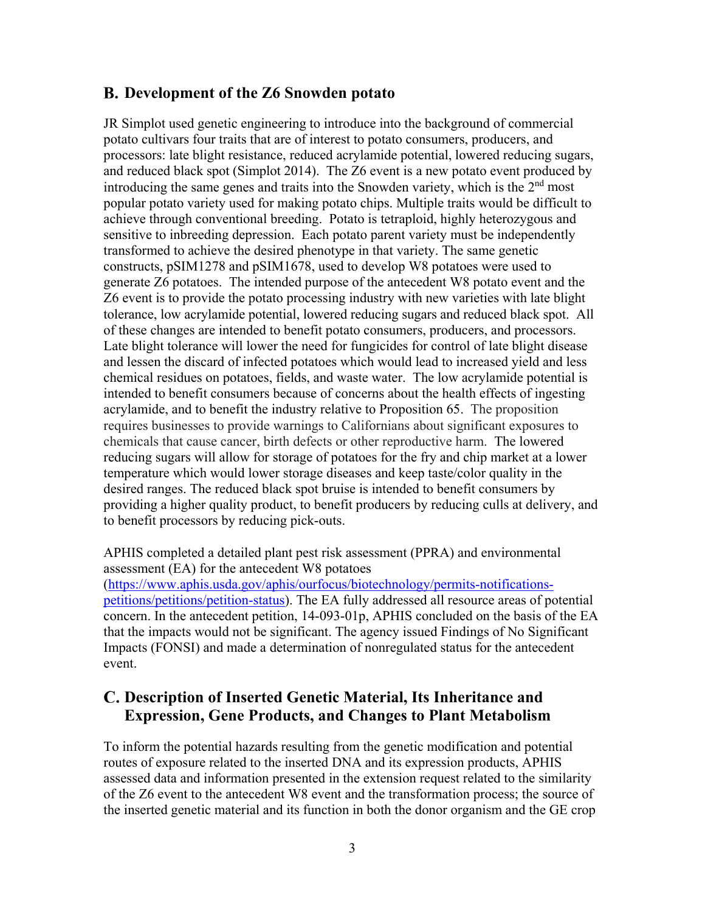## B. Development of the Z6 Snowden potato

JR Simplot used genetic engineering to introduce into the background of commercial potato cultivars four traits that are of interest to potato consumers, producers, and processors: late blight resistance, reduced acrylamide potential, lowered reducing sugars, and reduced black spot (Simplot 2014). The Z6 event is a new potato event produced by introducing the same genes and traits into the Snowden variety, which is the 2nd most popular potato variety used for making potato chips. Multiple traits would be difficult to achieve through conventional breeding. Potato is tetraploid, highly heterozygous and sensitive to inbreeding depression. Each potato parent variety must be independently transformed to achieve the desired phenotype in that variety. The same genetic constructs, pSIM1278 and pSIM1678, used to develop W8 potatoes were used to generate Z6 potatoes. The intended purpose of the antecedent W8 potato event and the Z6 event is to provide the potato processing industry with new varieties with late blight tolerance, low acrylamide potential, lowered reducing sugars and reduced black spot. All of these changes are intended to benefit potato consumers, producers, and processors. Late blight tolerance will lower the need for fungicides for control of late blight disease and lessen the discard of infected potatoes which would lead to increased yield and less chemical residues on potatoes, fields, and waste water. The low acrylamide potential is intended to benefit consumers because of concerns about the health effects of ingesting acrylamide, and to benefit the industry relative to Proposition 65. The proposition requires businesses to provide warnings to Californians about significant exposures to chemicals that cause cancer, birth defects or other reproductive harm. The lowered reducing sugars will allow for storage of potatoes for the fry and chip market at a lower temperature which would lower storage diseases and keep taste/color quality in the desired ranges. The reduced black spot bruise is intended to benefit consumers by providing a higher quality product, to benefit producers by reducing culls at delivery, and to benefit processors by reducing pick-outs.

APHIS completed a detailed plant pest risk assessment (PPRA) and environmental assessment (EA) for the antecedent W8 potatoes ([https://www.aphis.usda.gov/aphis/ourfocus/biotechnology/permits-notifications-petitions/petitions/petition-status](https://www.aphis.usda.gov/aphis/ourfocus/biotechnology/permits-notifications-petitions/petitions/petition-status)). The EA fully addressed all resource areas of potential concern. In the antecedent petition, 14-093-01p, APHIS concluded on the basis of the EA that the impacts would not be significant. The agency issued Findings of No Significant Impacts (FONSI) and made a determination of nonregulated status for the antecedent event.

## C. Description of Inserted Genetic Material, Its Inheritance and Expression, Gene Products, and Changes to Plant Metabolism

To inform the potential hazards resulting from the genetic modification and potential routes of exposure related to the inserted DNA and its expression products, APHIS assessed data and information presented in the extension request related to the similarity of the Z6 event to the antecedent W8 event and the transformation process; the source of the inserted genetic material and its function in both the donor organism and the GE crop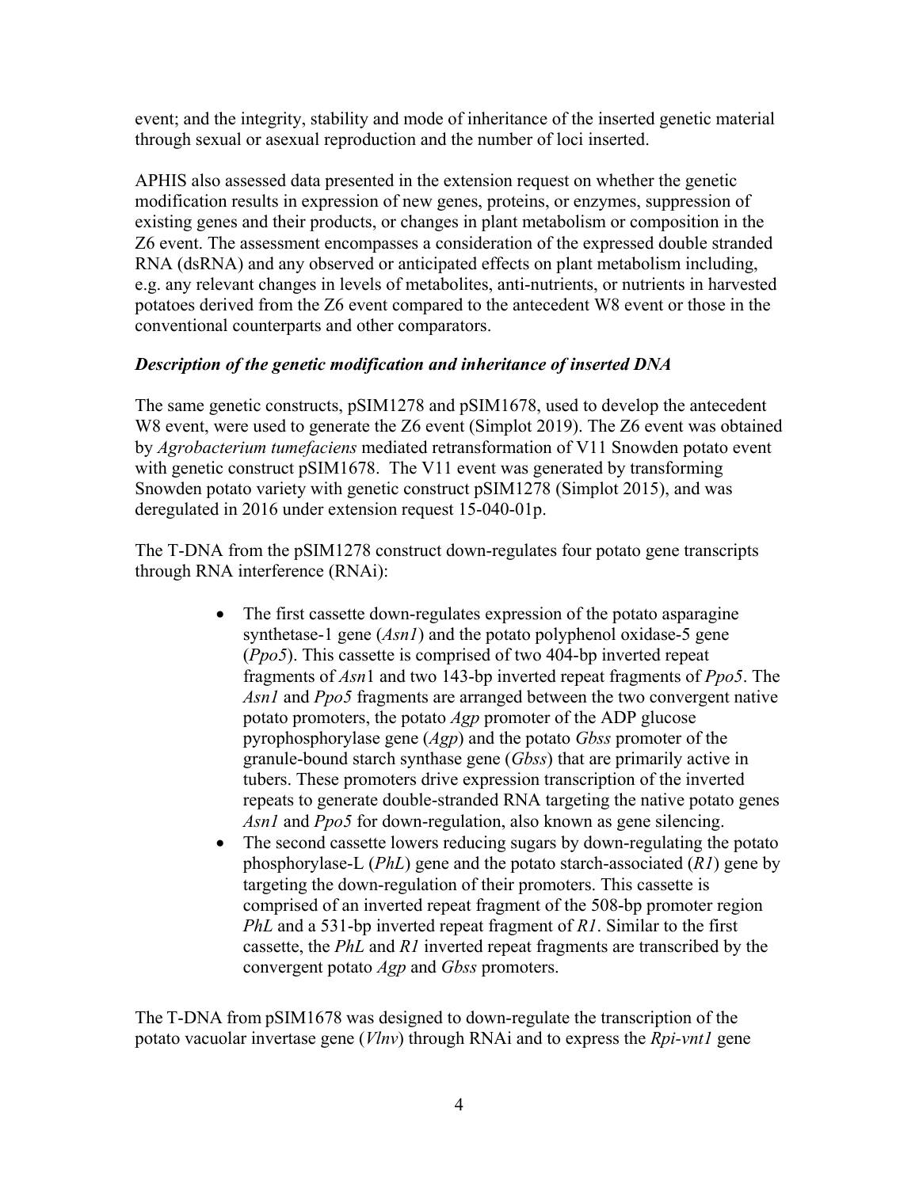event; and the integrity, stability and mode of inheritance of the inserted genetic material through sexual or asexual reproduction and the number of loci inserted.

APHIS also assessed data presented in the extension request on whether the genetic modification results in expression of new genes, proteins, or enzymes, suppression of existing genes and their products, or changes in plant metabolism or composition in the Z6 event. The assessment encompasses a consideration of the expressed double stranded RNA (dsRNA) and any observed or anticipated effects on plant metabolism including, e.g. any relevant changes in levels of metabolites, anti-nutrients, or nutrients in harvested potatoes derived from the Z6 event compared to the antecedent W8 event or those in the conventional counterparts and other comparators.

### *Description of the genetic modification and inheritance of inserted DNA*

The same genetic constructs, pSIM1278 and pSIM1678, used to develop the antecedent W8 event, were used to generate the Z6 event (Simplot 2019). The Z6 event was obtained by *Agrobacterium tumefaciens* mediated retransformation of V11 Snowden potato event with genetic construct pSIM1678. The V11 event was generated by transforming Snowden potato variety with genetic construct pSIM1278 (Simplot 2015), and was deregulated in 2016 under extension request 15-040-01p.

The T-DNA from the pSIM1278 construct down-regulates four potato gene transcripts through RNA interference (RNAi):

- The first cassette down-regulates expression of the potato asparagine synthetase-1 gene (*Asn1*) and the potato polyphenol oxidase-5 gene (*Ppo5*). This cassette is comprised of two 404-bp inverted repeat fragments of *Asn*1 and two 143-bp inverted repeat fragments of *Ppo5*. The *Asn1* and *Ppo5* fragments are arranged between the two convergent native potato promoters, the potato *Agp* promoter of the ADP glucose pyrophosphorylase gene (*Agp*) and the potato *Gbss* promoter of the granule-bound starch synthase gene (*Gbss*) that are primarily active in tubers. These promoters drive expression transcription of the inverted repeats to generate double-stranded RNA targeting the native potato genes *Asn1* and *Ppo5* for down-regulation, also known as gene silencing.
- The second cassette lowers reducing sugars by down-regulating the potato phosphorylase-L (*PhL*) gene and the potato starch-associated (*R1*) gene by targeting the down-regulation of their promoters. This cassette is comprised of an inverted repeat fragment of the 508-bp promoter region *PhL* and a 531-bp inverted repeat fragment of *R1*. Similar to the first cassette, the *PhL* and *R1* inverted repeat fragments are transcribed by the convergent potato *Agp* and *Gbss* promoters.

The T-DNA from pSIM1678 was designed to down-regulate the transcription of the potato vacuolar invertase gene (*VInv*) through RNAi and to express the *Rpi-vnt1* gene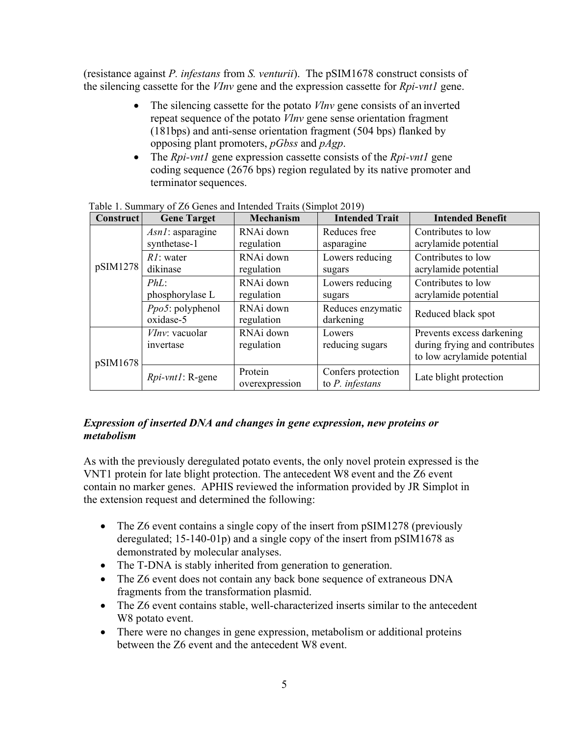(resistance against *P. infestans* from *S. venturii*). The pSIM1678 construct consists of the silencing cassette for the *VInv* gene and the expression cassette for *Rpi-vnt1* gene.

- The silencing cassette for the potato *Vlnv* gene consists of an inverted repeat sequence of the potato *Vlnv* gene sense orientation fragment (181bps) and anti-sense orientation fragment (504 bps) flanked by opposing plant promoters, *pGbss* and *pAgp*.
- The *Rpi-vnt1* gene expression cassette consists of the *Rpi-vnt1* gene coding sequence (2676 bps) region regulated by its native promoter and terminator sequences.

Table 1. Summary of Z6 Genes and Intended Traits (Simplot 2019)

| Construct | Gene Target | Mechanism | Intended Trait | Intended Benefit |
|---|---|---|---|---|
| pSIM1278 | *Asn1*: asparagine synthetase-1 | RNAi down regulation | Reduces free asparagine | Contributes to low acrylamide potential |
| | *R1*: water dikinase | RNAi down regulation | Lowers reducing sugars | Contributes to low acrylamide potential |
| | *PhL*: phosphorylase L | RNAi down regulation | Lowers reducing sugars | Contributes to low acrylamide potential |
| | *Ppo5*: polyphenol oxidase-5 | RNAi down regulation | Reduces enzymatic darkening | Reduced black spot |
| pSIM1678 | *VInv*: vacuolar invertase | RNAi down regulation | Lowers reducing sugars | Prevents excess darkening during frying and contributes to low acrylamide potential |
| | *Rpi-vnt1*: R-gene | Protein overexpression | Confers protection to *P. infestans* | Late blight protection |

***Expression of inserted DNA and changes in gene expression, new proteins or metabolism***

As with the previously deregulated potato events, the only novel protein expressed is the VNT1 protein for late blight protection. The antecedent W8 event and the Z6 event contain no marker genes. APHIS reviewed the information provided by JR Simplot in the extension request and determined the following:

- The Z6 event contains a single copy of the insert from pSIM1278 (previously deregulated; 15-140-01p) and a single copy of the insert from pSIM1678 as demonstrated by molecular analyses.
- The T-DNA is stably inherited from generation to generation.
- The Z6 event does not contain any back bone sequence of extraneous DNA fragments from the transformation plasmid.
- The Z6 event contains stable, well-characterized inserts similar to the antecedent W8 potato event.
- There were no changes in gene expression, metabolism or additional proteins between the Z6 event and the antecedent W8 event.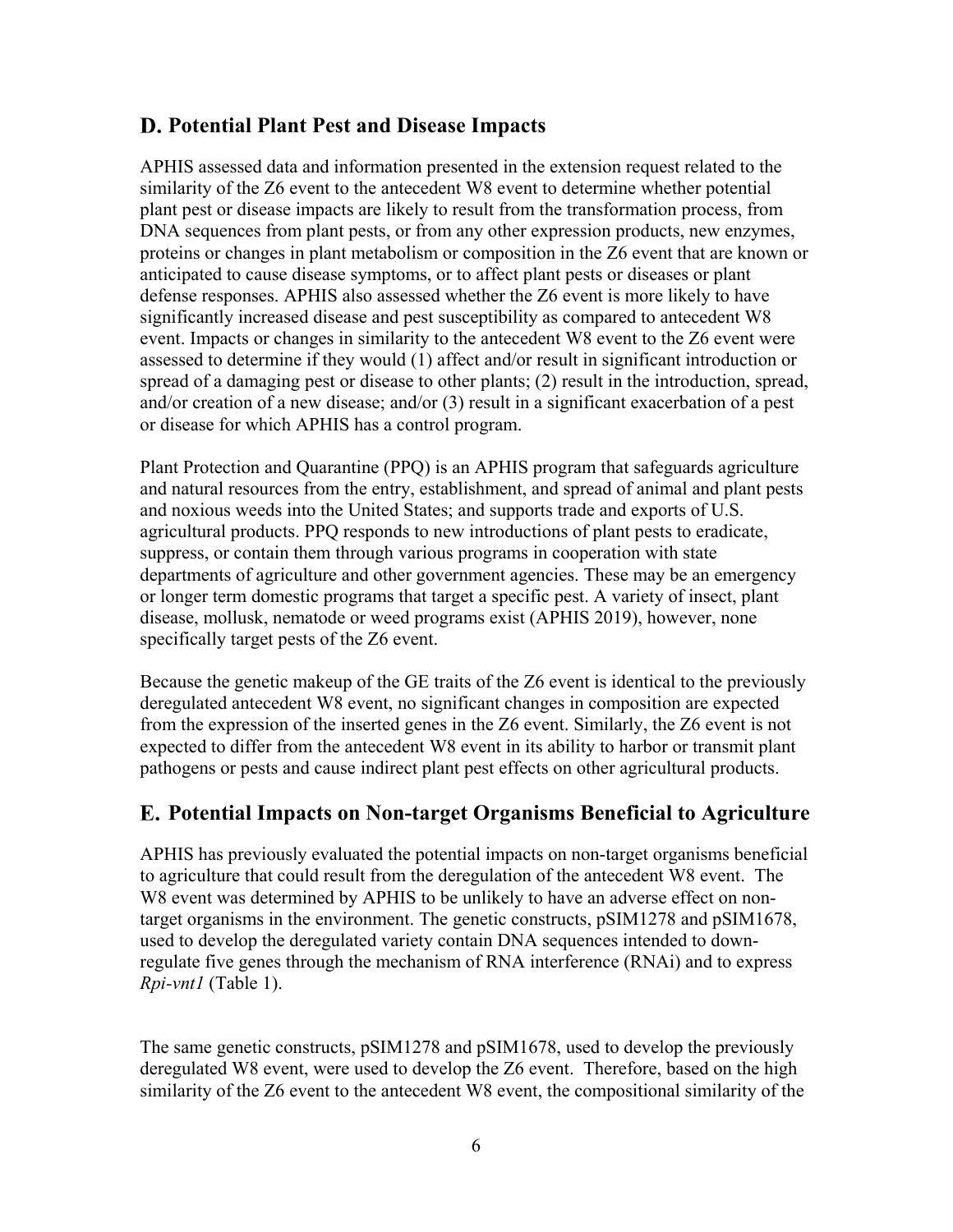## D. Potential Plant Pest and Disease Impacts

APHIS assessed data and information presented in the extension request related to the similarity of the Z6 event to the antecedent W8 event to determine whether potential plant pest or disease impacts are likely to result from the transformation process, from DNA sequences from plant pests, or from any other expression products, new enzymes, proteins or changes in plant metabolism or composition in the Z6 event that are known or anticipated to cause disease symptoms, or to affect plant pests or diseases or plant defense responses. APHIS also assessed whether the Z6 event is more likely to have significantly increased disease and pest susceptibility as compared to antecedent W8 event. Impacts or changes in similarity to the antecedent W8 event to the Z6 event were assessed to determine if they would (1) affect and/or result in significant introduction or spread of a damaging pest or disease to other plants; (2) result in the introduction, spread, and/or creation of a new disease; and/or (3) result in a significant exacerbation of a pest or disease for which APHIS has a control program.

Plant Protection and Quarantine (PPQ) is an APHIS program that safeguards agriculture and natural resources from the entry, establishment, and spread of animal and plant pests and noxious weeds into the United States; and supports trade and exports of U.S. agricultural products. PPQ responds to new introductions of plant pests to eradicate, suppress, or contain them through various programs in cooperation with state departments of agriculture and other government agencies. These may be an emergency or longer term domestic programs that target a specific pest. A variety of insect, plant disease, mollusk, nematode or weed programs exist (APHIS 2019), however, none specifically target pests of the Z6 event.

Because the genetic makeup of the GE traits of the Z6 event is identical to the previously deregulated antecedent W8 event, no significant changes in composition are expected from the expression of the inserted genes in the Z6 event. Similarly, the Z6 event is not expected to differ from the antecedent W8 event in its ability to harbor or transmit plant pathogens or pests and cause indirect plant pest effects on other agricultural products.

## E. Potential Impacts on Non-target Organisms Beneficial to Agriculture

APHIS has previously evaluated the potential impacts on non-target organisms beneficial to agriculture that could result from the deregulation of the antecedent W8 event. The W8 event was determined by APHIS to be unlikely to have an adverse effect on non-target organisms in the environment. The genetic constructs, pSIM1278 and pSIM1678, used to develop the deregulated variety contain DNA sequences intended to down-regulate five genes through the mechanism of RNA interference (RNAi) and to express *Rpi-vnt1* (Table 1).

The same genetic constructs, pSIM1278 and pSIM1678, used to develop the previously deregulated W8 event, were used to develop the Z6 event. Therefore, based on the high similarity of the Z6 event to the antecedent W8 event, the compositional similarity of the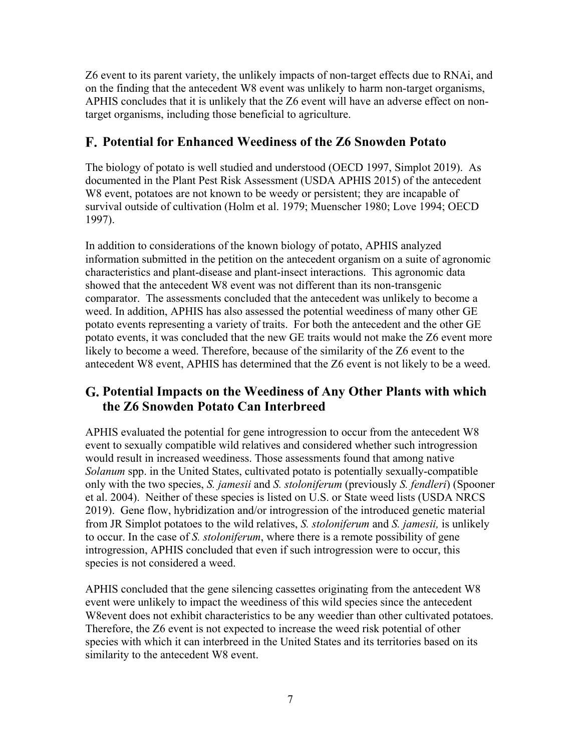Z6 event to its parent variety, the unlikely impacts of non-target effects due to RNAi, and on the finding that the antecedent W8 event was unlikely to harm non-target organisms, APHIS concludes that it is unlikely that the Z6 event will have an adverse effect on non-target organisms, including those beneficial to agriculture.

## F. Potential for Enhanced Weediness of the Z6 Snowden Potato

The biology of potato is well studied and understood (OECD 1997, Simplot 2019). As documented in the Plant Pest Risk Assessment (USDA APHIS 2015) of the antecedent W8 event, potatoes are not known to be weedy or persistent; they are incapable of survival outside of cultivation (Holm et al. 1979; Muenscher 1980; Love 1994; OECD 1997).

In addition to considerations of the known biology of potato, APHIS analyzed information submitted in the petition on the antecedent organism on a suite of agronomic characteristics and plant-disease and plant-insect interactions. This agronomic data showed that the antecedent W8 event was not different than its non-transgenic comparator. The assessments concluded that the antecedent was unlikely to become a weed. In addition, APHIS has also assessed the potential weediness of many other GE potato events representing a variety of traits. For both the antecedent and the other GE potato events, it was concluded that the new GE traits would not make the Z6 event more likely to become a weed. Therefore, because of the similarity of the Z6 event to the antecedent W8 event, APHIS has determined that the Z6 event is not likely to be a weed.

## G. Potential Impacts on the Weediness of Any Other Plants with which the Z6 Snowden Potato Can Interbreed

APHIS evaluated the potential for gene introgression to occur from the antecedent W8 event to sexually compatible wild relatives and considered whether such introgression would result in increased weediness. Those assessments found that among native *Solanum* spp. in the United States, cultivated potato is potentially sexually-compatible only with the two species, *S. jamesii* and *S. stoloniferum* (previously *S. fendleri*) (Spooner et al. 2004). Neither of these species is listed on U.S. or State weed lists (USDA NRCS 2019). Gene flow, hybridization and/or introgression of the introduced genetic material from JR Simplot potatoes to the wild relatives, *S. stoloniferum* and *S. jamesii,* is unlikely to occur. In the case of *S. stoloniferum*, where there is a remote possibility of gene introgression, APHIS concluded that even if such introgression were to occur, this species is not considered a weed.

APHIS concluded that the gene silencing cassettes originating from the antecedent W8 event were unlikely to impact the weediness of this wild species since the antecedent W8event does not exhibit characteristics to be any weedier than other cultivated potatoes. Therefore, the Z6 event is not expected to increase the weed risk potential of other species with which it can interbreed in the United States and its territories based on its similarity to the antecedent W8 event.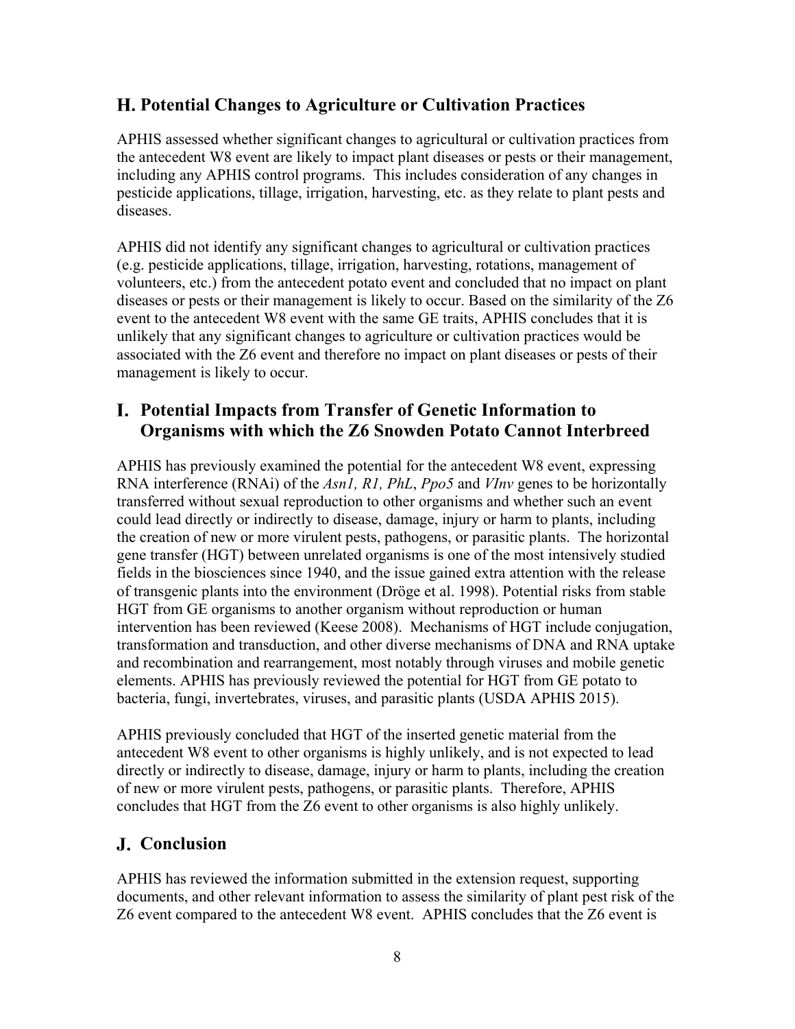## H. Potential Changes to Agriculture or Cultivation Practices

APHIS assessed whether significant changes to agricultural or cultivation practices from the antecedent W8 event are likely to impact plant diseases or pests or their management, including any APHIS control programs. This includes consideration of any changes in pesticide applications, tillage, irrigation, harvesting, etc. as they relate to plant pests and diseases.

APHIS did not identify any significant changes to agricultural or cultivation practices (e.g. pesticide applications, tillage, irrigation, harvesting, rotations, management of volunteers, etc.) from the antecedent potato event and concluded that no impact on plant diseases or pests or their management is likely to occur. Based on the similarity of the Z6 event to the antecedent W8 event with the same GE traits, APHIS concludes that it is unlikely that any significant changes to agriculture or cultivation practices would be associated with the Z6 event and therefore no impact on plant diseases or pests of their management is likely to occur.

## I. Potential Impacts from Transfer of Genetic Information to Organisms with which the Z6 Snowden Potato Cannot Interbreed

APHIS has previously examined the potential for the antecedent W8 event, expressing RNA interference (RNAi) of the *Asn1, R1, PhL*, *Ppo5* and *VInv* genes to be horizontally transferred without sexual reproduction to other organisms and whether such an event could lead directly or indirectly to disease, damage, injury or harm to plants, including the creation of new or more virulent pests, pathogens, or parasitic plants. The horizontal gene transfer (HGT) between unrelated organisms is one of the most intensively studied fields in the biosciences since 1940, and the issue gained extra attention with the release of transgenic plants into the environment (Dröge et al. 1998). Potential risks from stable HGT from GE organisms to another organism without reproduction or human intervention has been reviewed (Keese 2008). Mechanisms of HGT include conjugation, transformation and transduction, and other diverse mechanisms of DNA and RNA uptake and recombination and rearrangement, most notably through viruses and mobile genetic elements. APHIS has previously reviewed the potential for HGT from GE potato to bacteria, fungi, invertebrates, viruses, and parasitic plants (USDA APHIS 2015).

APHIS previously concluded that HGT of the inserted genetic material from the antecedent W8 event to other organisms is highly unlikely, and is not expected to lead directly or indirectly to disease, damage, injury or harm to plants, including the creation of new or more virulent pests, pathogens, or parasitic plants. Therefore, APHIS concludes that HGT from the Z6 event to other organisms is also highly unlikely.

## J. Conclusion

APHIS has reviewed the information submitted in the extension request, supporting documents, and other relevant information to assess the similarity of plant pest risk of the Z6 event compared to the antecedent W8 event. APHIS concludes that the Z6 event is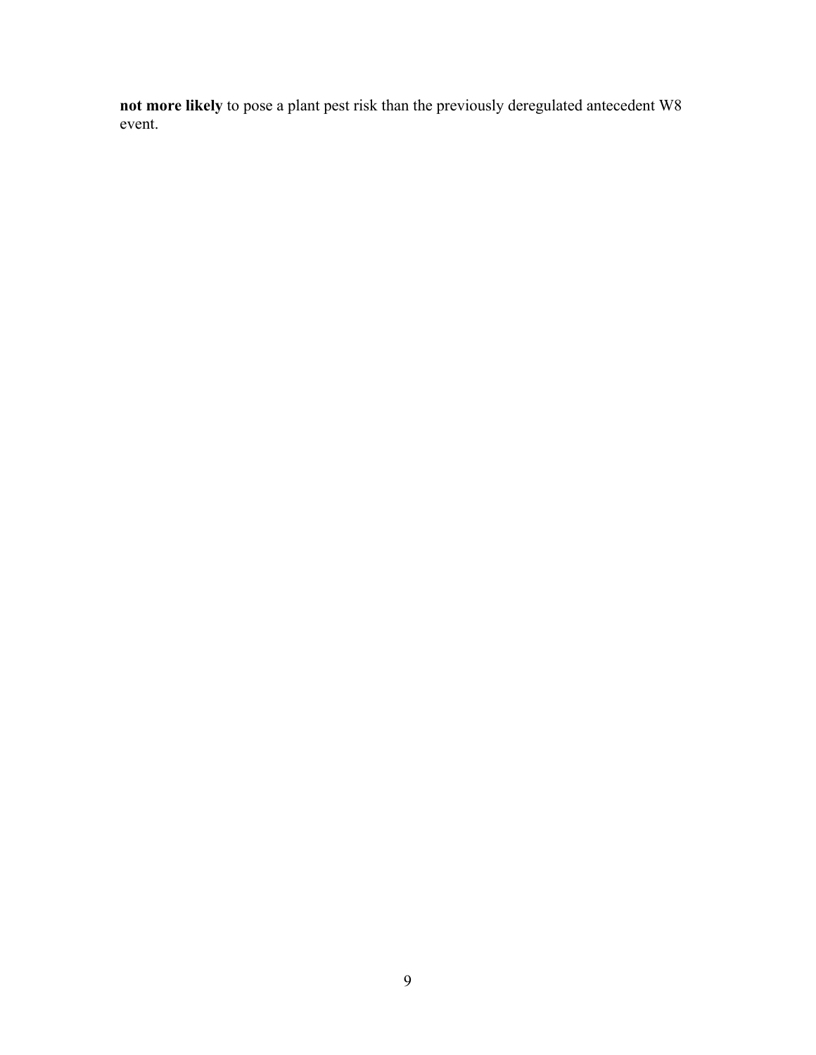**not more likely** to pose a plant pest risk than the previously deregulated antecedent W8 event.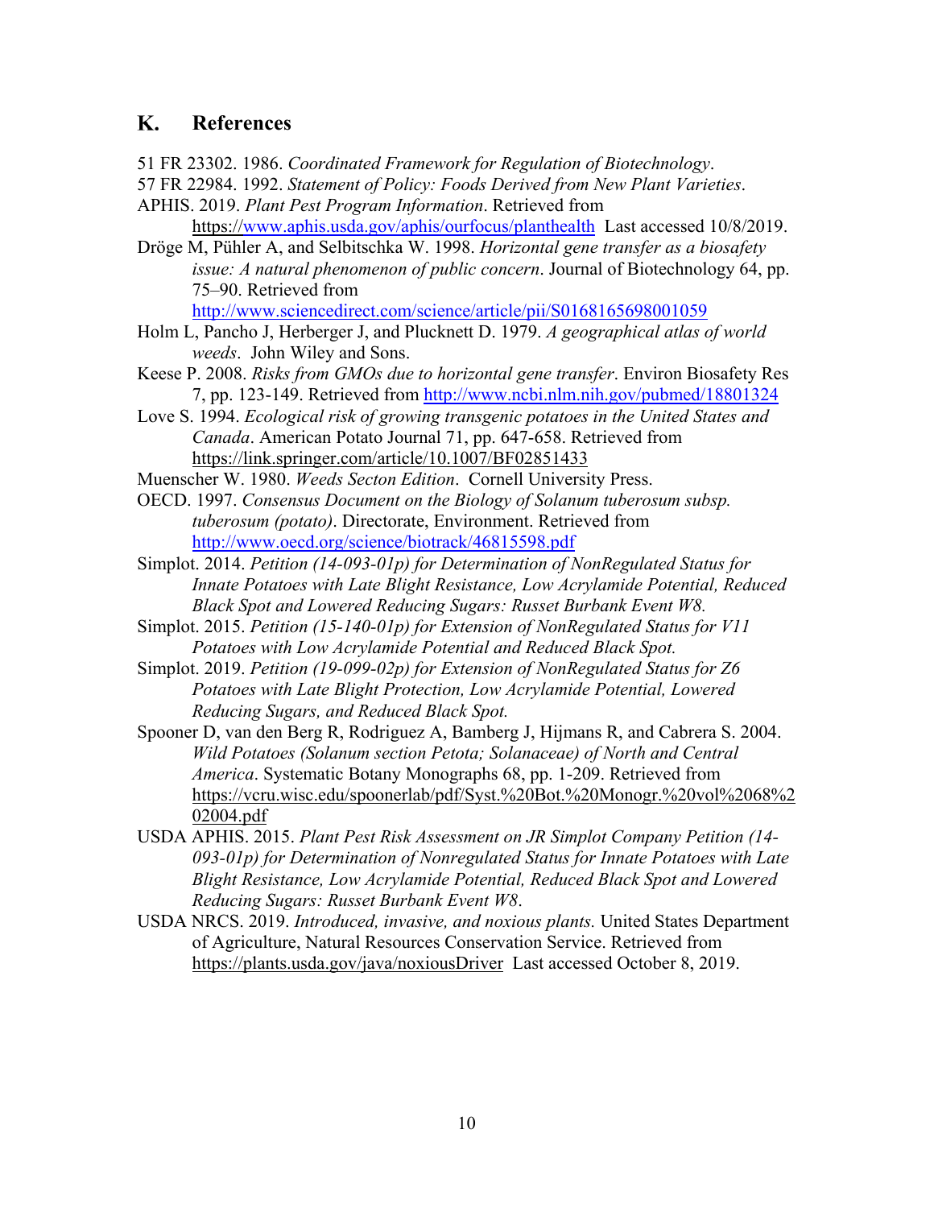## K. References

51 FR 23302. 1986. *Coordinated Framework for Regulation of Biotechnology*.

57 FR 22984. 1992. *Statement of Policy: Foods Derived from New Plant Varieties*.

APHIS. 2019. *Plant Pest Program Information*. Retrieved from https://www.aphis.usda.gov/aphis/ourfocus/planthealth Last accessed 10/8/2019.

Dröge M, Pühler A, and Selbitschka W. 1998. *Horizontal gene transfer as a biosafety issue: A natural phenomenon of public concern*. Journal of Biotechnology 64, pp. 75–90. Retrieved from http://www.sciencedirect.com/science/article/pii/S0168165698001059

Holm L, Pancho J, Herberger J, and Plucknett D. 1979. *A geographical atlas of world weeds*. John Wiley and Sons.

Keese P. 2008. *Risks from GMOs due to horizontal gene transfer*. Environ Biosafety Res 7, pp. 123-149. Retrieved from http://www.ncbi.nlm.nih.gov/pubmed/18801324

Love S. 1994. *Ecological risk of growing transgenic potatoes in the United States and Canada*. American Potato Journal 71, pp. 647-658. Retrieved from https://link.springer.com/article/10.1007/BF02851433

Muenscher W. 1980. *Weeds Secton Edition*. Cornell University Press.

OECD. 1997. *Consensus Document on the Biology of Solanum tuberosum subsp. tuberosum (potato)*. Directorate, Environment. Retrieved from http://www.oecd.org/science/biotrack/46815598.pdf

Simplot. 2014. *Petition (14-093-01p) for Determination of NonRegulated Status for Innate Potatoes with Late Blight Resistance, Low Acrylamide Potential, Reduced Black Spot and Lowered Reducing Sugars: Russet Burbank Event W8.*

Simplot. 2015. *Petition (15-140-01p) for Extension of NonRegulated Status for V11 Potatoes with Low Acrylamide Potential and Reduced Black Spot.*

Simplot. 2019. *Petition (19-099-02p) for Extension of NonRegulated Status for Z6 Potatoes with Late Blight Protection, Low Acrylamide Potential, Lowered Reducing Sugars, and Reduced Black Spot.*

Spooner D, van den Berg R, Rodriguez A, Bamberg J, Hijmans R, and Cabrera S. 2004. *Wild Potatoes (Solanum section Petota; Solanaceae) of North and Central America*. Systematic Botany Monographs 68, pp. 1-209. Retrieved from https://vcru.wisc.edu/spoonerlab/pdf/Syst.%20Bot.%20Monogr.%20vol%2068%202004.pdf

USDA APHIS. 2015. *Plant Pest Risk Assessment on JR Simplot Company Petition (14-093-01p) for Determination of Nonregulated Status for Innate Potatoes with Late Blight Resistance, Low Acrylamide Potential, Reduced Black Spot and Lowered Reducing Sugars: Russet Burbank Event W8*.

USDA NRCS. 2019. *Introduced, invasive, and noxious plants.* United States Department of Agriculture, Natural Resources Conservation Service. Retrieved from https://plants.usda.gov/java/noxiousDriver Last accessed October 8, 2019.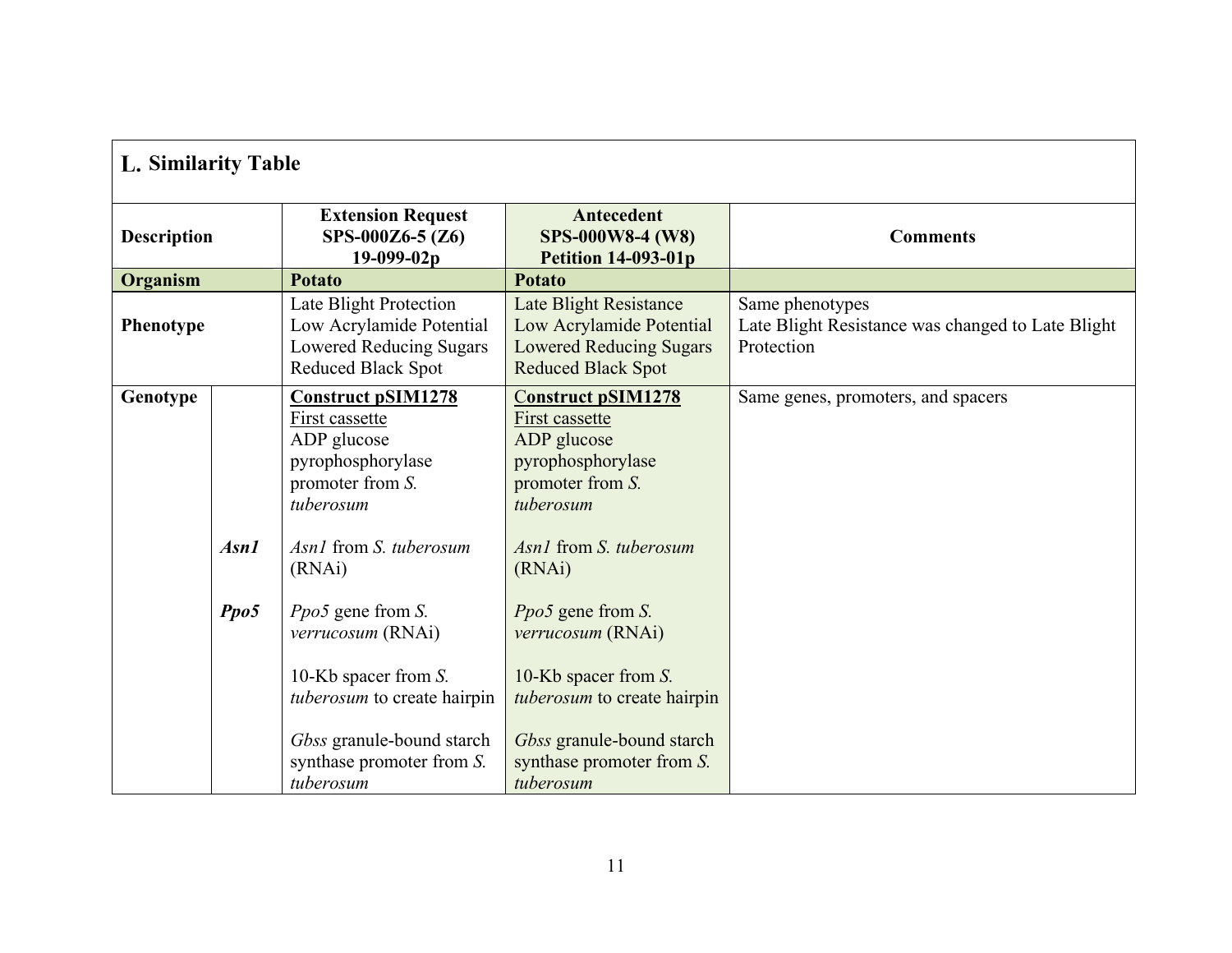## L. Similarity Table

| Description | | Extension Request SPS-000Z6-5 (Z6) 19-099-02p | Antecedent SPS-000W8-4 (W8) Petition 14-093-01p | Comments |
|---|---|---|---|---|
| **Organism** | | **Potato** | **Potato** | |
| **Phenotype** | | Late Blight Protection<br>Low Acrylamide Potential<br>Lowered Reducing Sugars<br>Reduced Black Spot | Late Blight Resistance<br>Low Acrylamide Potential<br>Lowered Reducing Sugars<br>Reduced Black Spot | Same phenotypes<br>Late Blight Resistance was changed to Late Blight Protection |
| **Genotype** | | <u>**Construct pSIM1278**</u><br><u>First cassette</u><br>ADP glucose pyrophosphorylase promoter from *S. tuberosum* | <u>**Construct pSIM1278**</u><br><u>First cassette</u><br>ADP glucose pyrophosphorylase promoter from *S. tuberosum* | Same genes, promoters, and spacers |
| | ***Asn1*** | *Asn1* from *S. tuberosum* (RNAi) | *Asn1* from *S. tuberosum* (RNAi) | |
| | ***Ppo5*** | *Ppo5* gene from *S. verrucosum* (RNAi) | *Ppo5* gene from *S. verrucosum* (RNAi) | |
| | | 10-Kb spacer from *S. tuberosum* to create hairpin | 10-Kb spacer from *S. tuberosum* to create hairpin | |
| | | *Gbss* granule-bound starch synthase promoter from *S. tuberosum* | *Gbss* granule-bound starch synthase promoter from *S. tuberosum* | |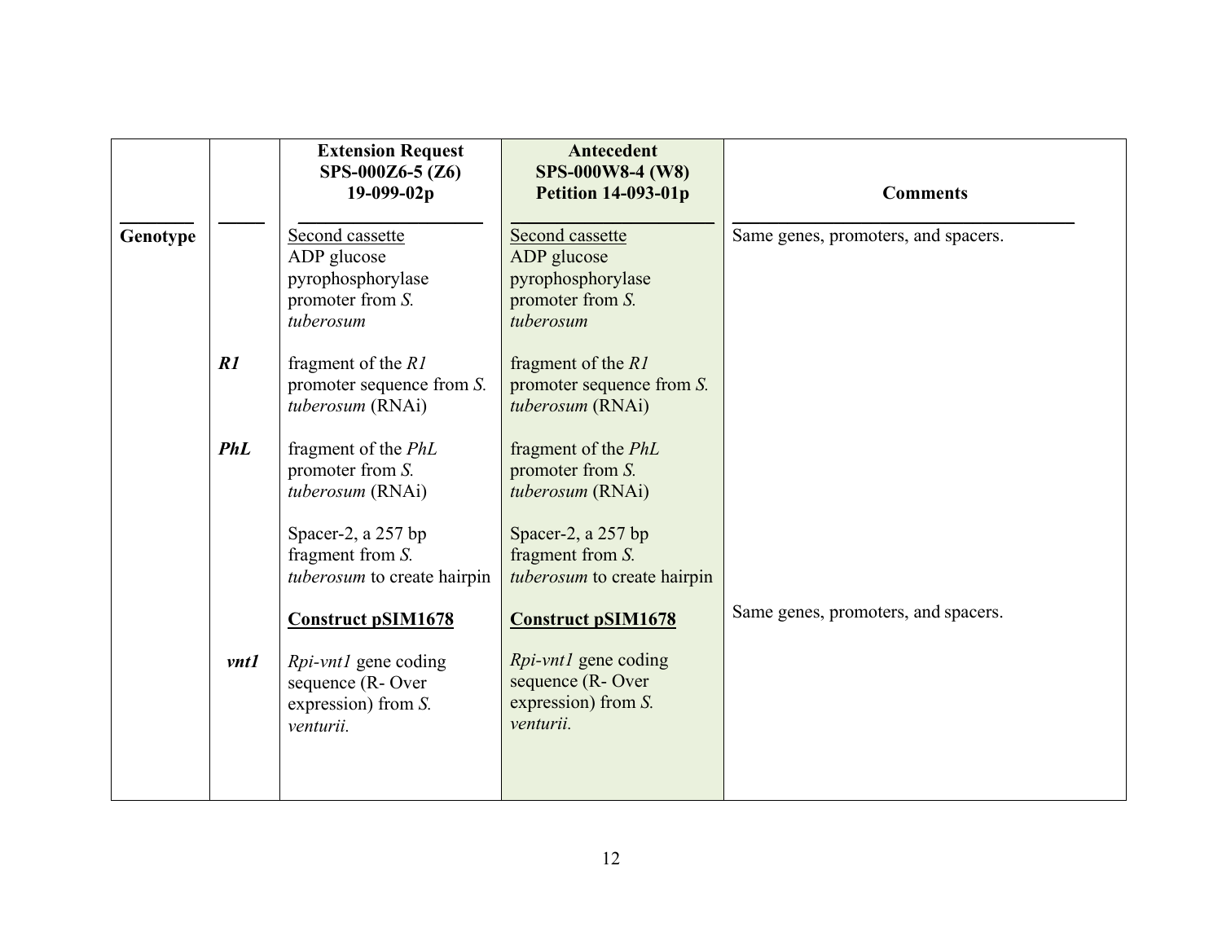| | | Extension Request SPS-000Z6-5 (Z6) 19-099-02p | Antecedent SPS-000W8-4 (W8) Petition 14-093-01p | Comments |
|---|---|---|---|---|
| **Genotype** | | Second cassette<br>ADP glucose pyrophosphorylase promoter from *S. tuberosum* | Second cassette<br>ADP glucose pyrophosphorylase promoter from *S. tuberosum* | Same genes, promoters, and spacers. |
| | ***R1*** | fragment of the *R1* promoter sequence from *S. tuberosum* (RNAi) | fragment of the *R1* promoter sequence from *S. tuberosum* (RNAi) | |
| | ***PhL*** | fragment of the *PhL* promoter from *S. tuberosum* (RNAi) | fragment of the *PhL* promoter from *S. tuberosum* (RNAi) | |
| | | Spacer-2, a 257 bp fragment from *S. tuberosum* to create hairpin | Spacer-2, a 257 bp fragment from *S. tuberosum* to create hairpin | |
| | | **Construct pSIM1678** | **Construct pSIM1678** | Same genes, promoters, and spacers. |
| | ***vnt1*** | *Rpi-vnt1* gene coding sequence (R- Over expression) from *S. venturii.* | *Rpi-vnt1* gene coding sequence (R- Over expression) from *S. venturii.* | |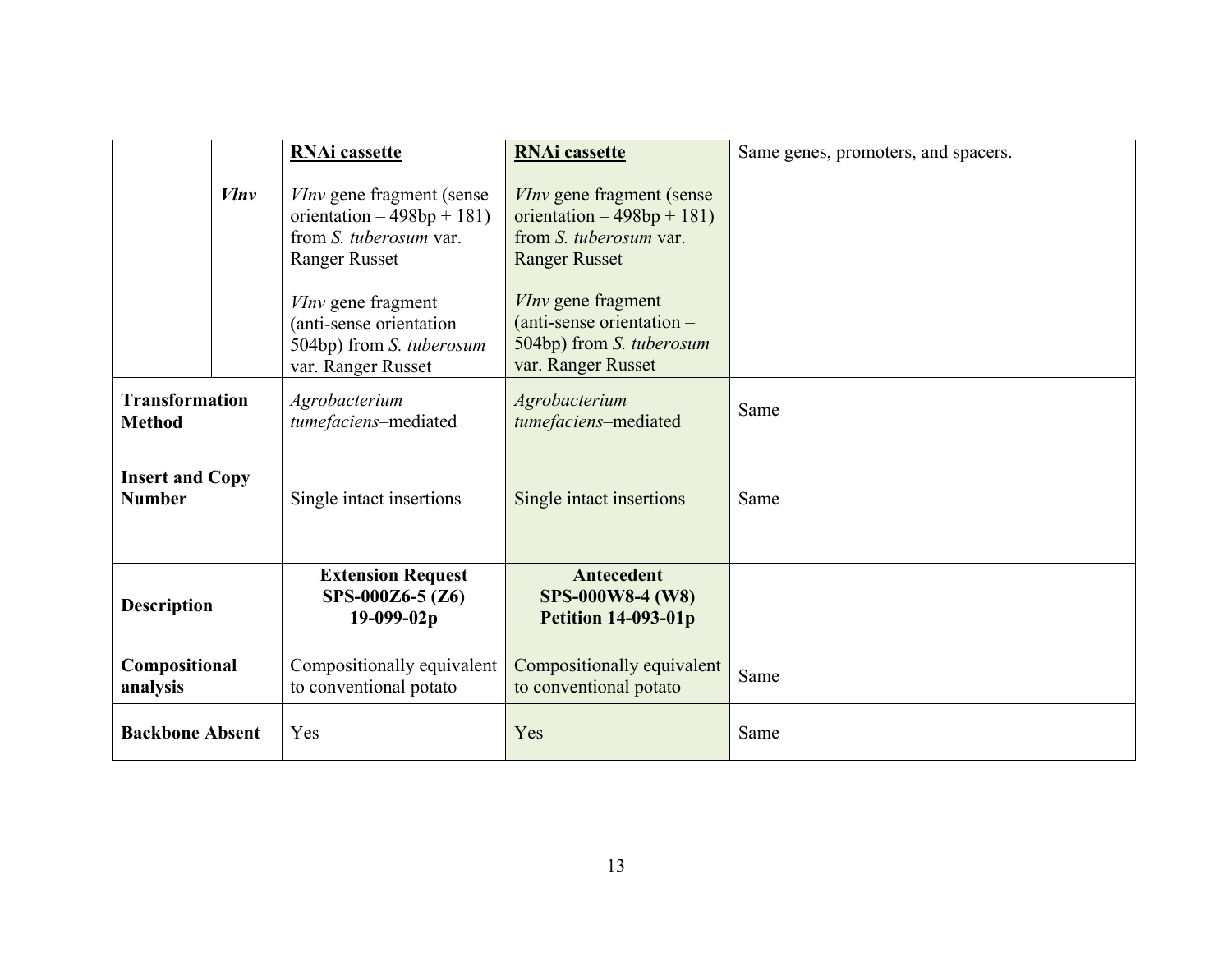| | | | | |
|---|---|---|---|---|
| | *VInv* | **RNAi cassette**<br><br>*VInv* gene fragment (sense orientation – 498bp + 181) from *S. tuberosum* var. Ranger Russet<br><br>*VInv* gene fragment (anti-sense orientation – 504bp) from *S. tuberosum* var. Ranger Russet | **RNAi cassette**<br><br>*VInv* gene fragment (sense orientation – 498bp + 181) from *S. tuberosum* var. Ranger Russet<br><br>*VInv* gene fragment (anti-sense orientation – 504bp) from *S. tuberosum* var. Ranger Russet | Same genes, promoters, and spacers. |
| **Transformation Method** | | *Agrobacterium tumefaciens*–mediated | *Agrobacterium tumefaciens*–mediated | Same |
| **Insert and Copy Number** | | Single intact insertions | Single intact insertions | Same |
| **Description** | | **Extension Request SPS-000Z6-5 (Z6) 19-099-02p** | **Antecedent SPS-000W8-4 (W8) Petition 14-093-01p** | |
| **Compositional analysis** | | Compositionally equivalent to conventional potato | Compositionally equivalent to conventional potato | Same |
| **Backbone Absent** | | Yes | Yes | Same |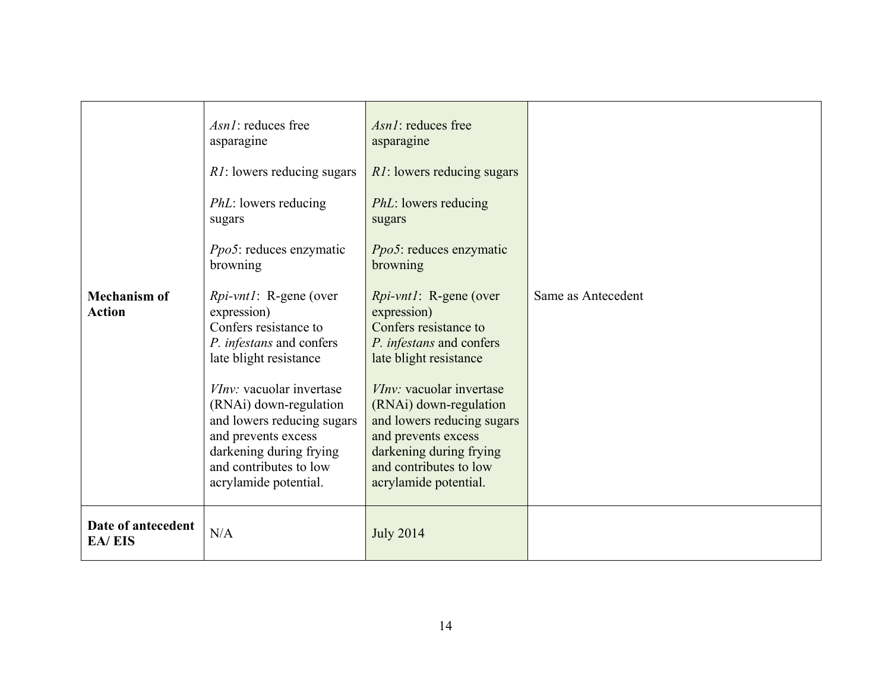| | | | |
|---|---|---|---|
| **Mechanism of Action** | *Asn1*: reduces free asparagine<br><br>*R1*: lowers reducing sugars<br><br>*PhL*: lowers reducing sugars<br><br>*Ppo5*: reduces enzymatic browning<br><br>*Rpi-vnt1*: R-gene (over expression) Confers resistance to *P. infestans* and confers late blight resistance<br><br>*VInv:* vacuolar invertase (RNAi) down-regulation and lowers reducing sugars and prevents excess darkening during frying and contributes to low acrylamide potential. | *Asn1*: reduces free asparagine<br><br>*R1*: lowers reducing sugars<br><br>*PhL*: lowers reducing sugars<br><br>*Ppo5*: reduces enzymatic browning<br><br>*Rpi-vnt1*: R-gene (over expression) Confers resistance to *P. infestans* and confers late blight resistance<br><br>*VInv:* vacuolar invertase (RNAi) down-regulation and lowers reducing sugars and prevents excess darkening during frying and contributes to low acrylamide potential. | Same as Antecedent |
| **Date of antecedent EA/ EIS** | N/A | July 2014 | |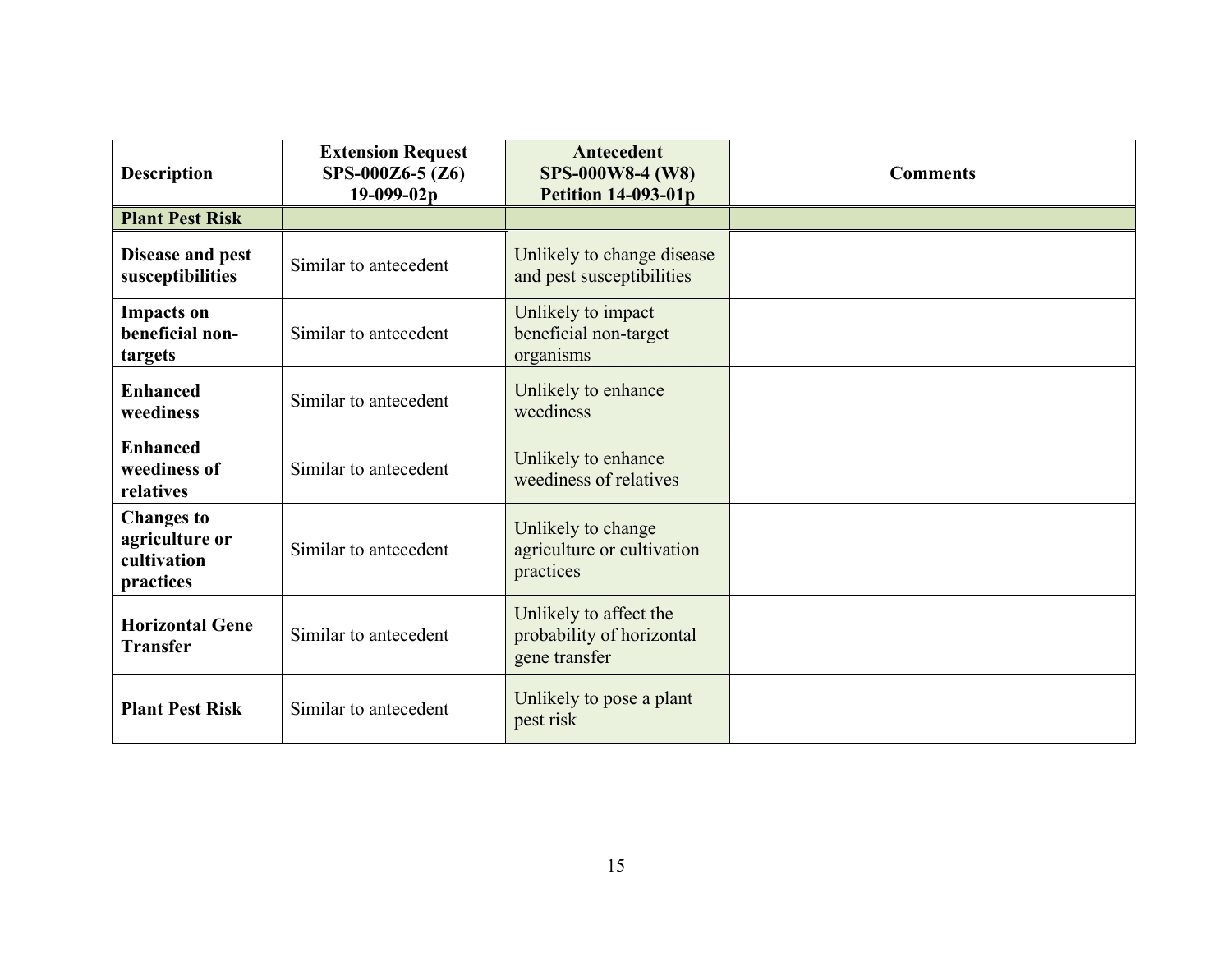| Description | Extension Request SPS-000Z6-5 (Z6) 19-099-02p | Antecedent SPS-000W8-4 (W8) Petition 14-093-01p | Comments |
|---|---|---|---|
| **Plant Pest Risk** | | | |
| **Disease and pest susceptibilities** | Similar to antecedent | Unlikely to change disease and pest susceptibilities | |
| **Impacts on beneficial non-targets** | Similar to antecedent | Unlikely to impact beneficial non-target organisms | |
| **Enhanced weediness** | Similar to antecedent | Unlikely to enhance weediness | |
| **Enhanced weediness of relatives** | Similar to antecedent | Unlikely to enhance weediness of relatives | |
| **Changes to agriculture or cultivation practices** | Similar to antecedent | Unlikely to change agriculture or cultivation practices | |
| **Horizontal Gene Transfer** | Similar to antecedent | Unlikely to affect the probability of horizontal gene transfer | |
| **Plant Pest Risk** | Similar to antecedent | Unlikely to pose a plant pest risk | |